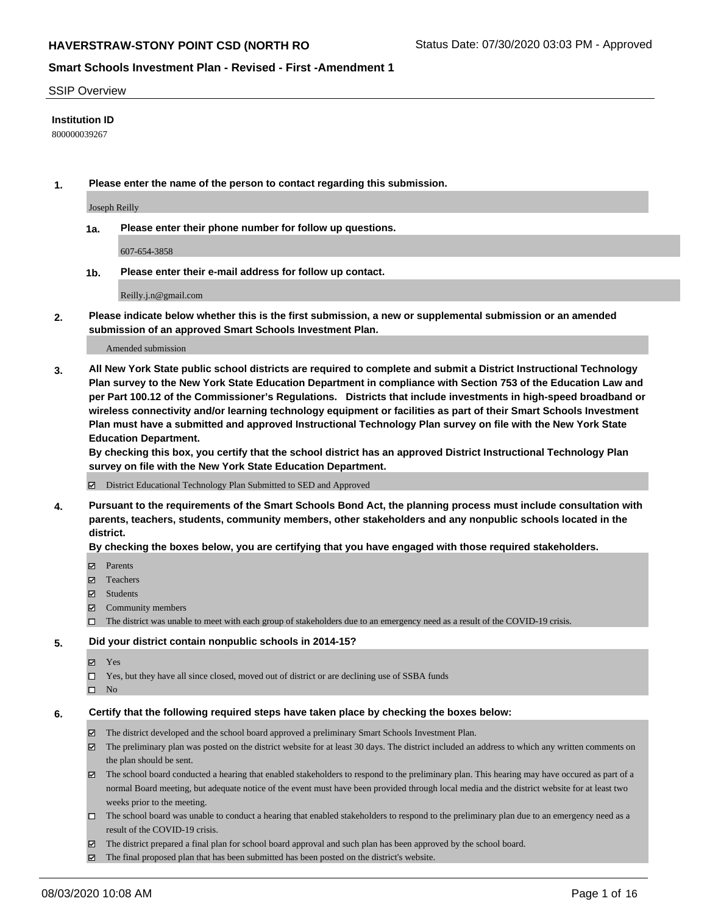## SSIP Overview

**Institution ID**

800000039267

**1. Please enter the name of the person to contact regarding this submission.**

Joseph Reilly

**1a. Please enter their phone number for follow up questions.**

607-654-3858

**1b. Please enter their e-mail address for follow up contact.**

Reilly.j.n@gmail.com

**2. Please indicate below whether this is the first submission, a new or supplemental submission or an amended submission of an approved Smart Schools Investment Plan.**

Amended submission

**3. All New York State public school districts are required to complete and submit a District Instructional Technology Plan survey to the New York State Education Department in compliance with Section 753 of the Education Law and per Part 100.12 of the Commissioner's Regulations. Districts that include investments in high-speed broadband or wireless connectivity and/or learning technology equipment or facilities as part of their Smart Schools Investment Plan must have a submitted and approved Instructional Technology Plan survey on file with the New York State Education Department.**
**By checking this box, you certify that the school district has an approved District Instructional Technology Plan survey on file with the New York State Education Department.**

☑ District Educational Technology Plan Submitted to SED and Approved

**4. Pursuant to the requirements of the Smart Schools Bond Act, the planning process must include consultation with parents, teachers, students, community members, other stakeholders and any nonpublic schools located in the district.**
**By checking the boxes below, you are certifying that you have engaged with those required stakeholders.**

☑ Parents
☑ Teachers
☑ Students
☑ Community members
☐ The district was unable to meet with each group of stakeholders due to an emergency need as a result of the COVID-19 crisis.

**5. Did your district contain nonpublic schools in 2014-15?**

☑ Yes
☐ Yes, but they have all since closed, moved out of district or are declining use of SSBA funds
☐ No

**6. Certify that the following required steps have taken place by checking the boxes below:**

☑ The district developed and the school board approved a preliminary Smart Schools Investment Plan.
☑ The preliminary plan was posted on the district website for at least 30 days. The district included an address to which any written comments on the plan should be sent.
☑ The school board conducted a hearing that enabled stakeholders to respond to the preliminary plan. This hearing may have occured as part of a normal Board meeting, but adequate notice of the event must have been provided through local media and the district website for at least two weeks prior to the meeting.
☐ The school board was unable to conduct a hearing that enabled stakeholders to respond to the preliminary plan due to an emergency need as a result of the COVID-19 crisis.
☑ The district prepared a final plan for school board approval and such plan has been approved by the school board.
☑ The final proposed plan that has been submitted has been posted on the district's website.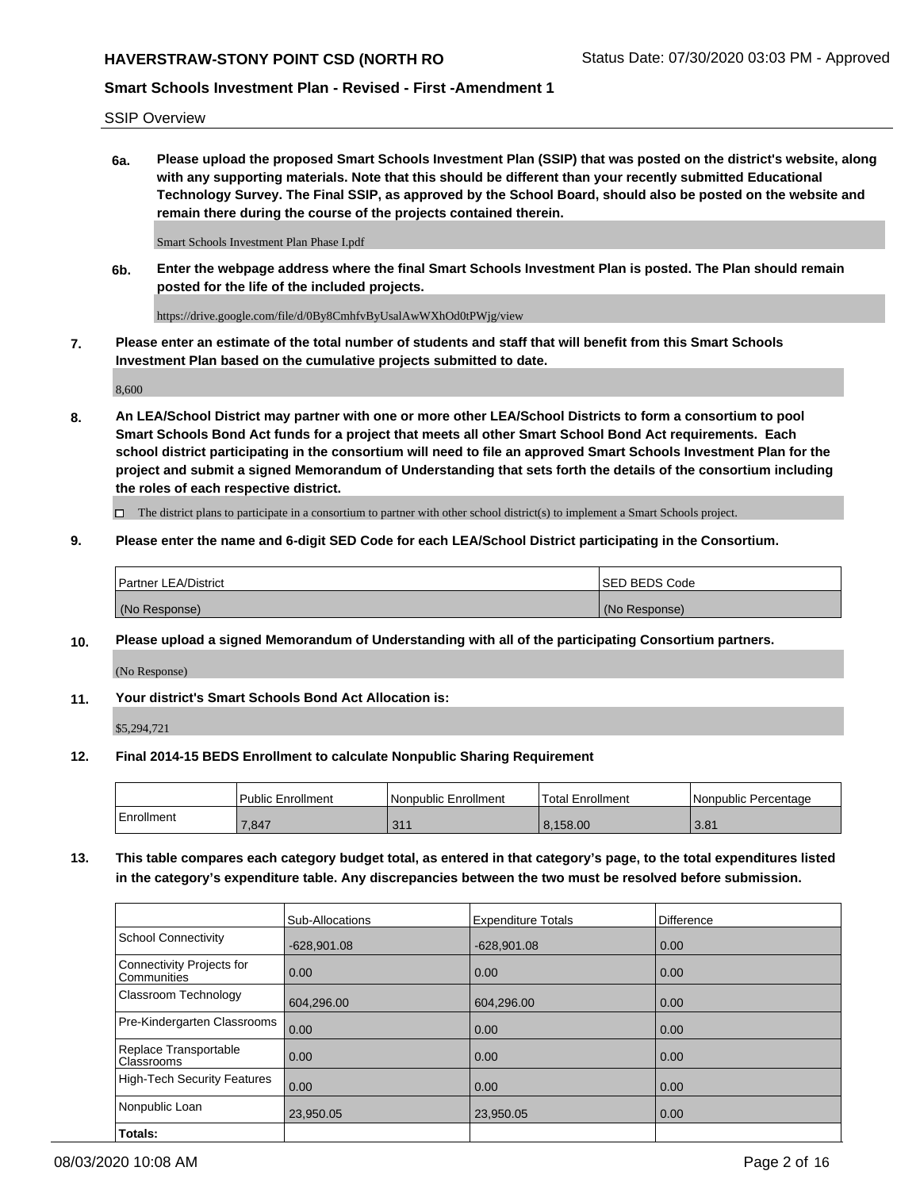SSIP Overview

**6a. Please upload the proposed Smart Schools Investment Plan (SSIP) that was posted on the district's website, along with any supporting materials. Note that this should be different than your recently submitted Educational Technology Survey. The Final SSIP, as approved by the School Board, should also be posted on the website and remain there during the course of the projects contained therein.**

Smart Schools Investment Plan Phase I.pdf

**6b. Enter the webpage address where the final Smart Schools Investment Plan is posted. The Plan should remain posted for the life of the included projects.**

https://drive.google.com/file/d/0By8CmhfvByUsalAwWXhOd0tPWjg/view

**7. Please enter an estimate of the total number of students and staff that will benefit from this Smart Schools Investment Plan based on the cumulative projects submitted to date.**

8,600

**8. An LEA/School District may partner with one or more other LEA/School Districts to form a consortium to pool Smart Schools Bond Act funds for a project that meets all other Smart School Bond Act requirements. Each school district participating in the consortium will need to file an approved Smart Schools Investment Plan for the project and submit a signed Memorandum of Understanding that sets forth the details of the consortium including the roles of each respective district.**

☐ The district plans to participate in a consortium to partner with other school district(s) to implement a Smart Schools project.

**9. Please enter the name and 6-digit SED Code for each LEA/School District participating in the Consortium.**

| Partner LEA/District | SED BEDS Code |
|---|---|
| (No Response) | (No Response) |

**10. Please upload a signed Memorandum of Understanding with all of the participating Consortium partners.**

(No Response)

**11. Your district's Smart Schools Bond Act Allocation is:**

$5,294,721

**12. Final 2014-15 BEDS Enrollment to calculate Nonpublic Sharing Requirement**

| | Public Enrollment | Nonpublic Enrollment | Total Enrollment | Nonpublic Percentage |
|---|---|---|---|---|
| Enrollment | 7,847 | 311 | 8,158.00 | 3.81 |

**13. This table compares each category budget total, as entered in that category's page, to the total expenditures listed in the category's expenditure table. Any discrepancies between the two must be resolved before submission.**

| | Sub-Allocations | Expenditure Totals | Difference |
|---|---|---|---|
| School Connectivity | -628,901.08 | -628,901.08 | 0.00 |
| Connectivity Projects for Communities | 0.00 | 0.00 | 0.00 |
| Classroom Technology | 604,296.00 | 604,296.00 | 0.00 |
| Pre-Kindergarten Classrooms | 0.00 | 0.00 | 0.00 |
| Replace Transportable Classrooms | 0.00 | 0.00 | 0.00 |
| High-Tech Security Features | 0.00 | 0.00 | 0.00 |
| Nonpublic Loan | 23,950.05 | 23,950.05 | 0.00 |
| **Totals:** | | | |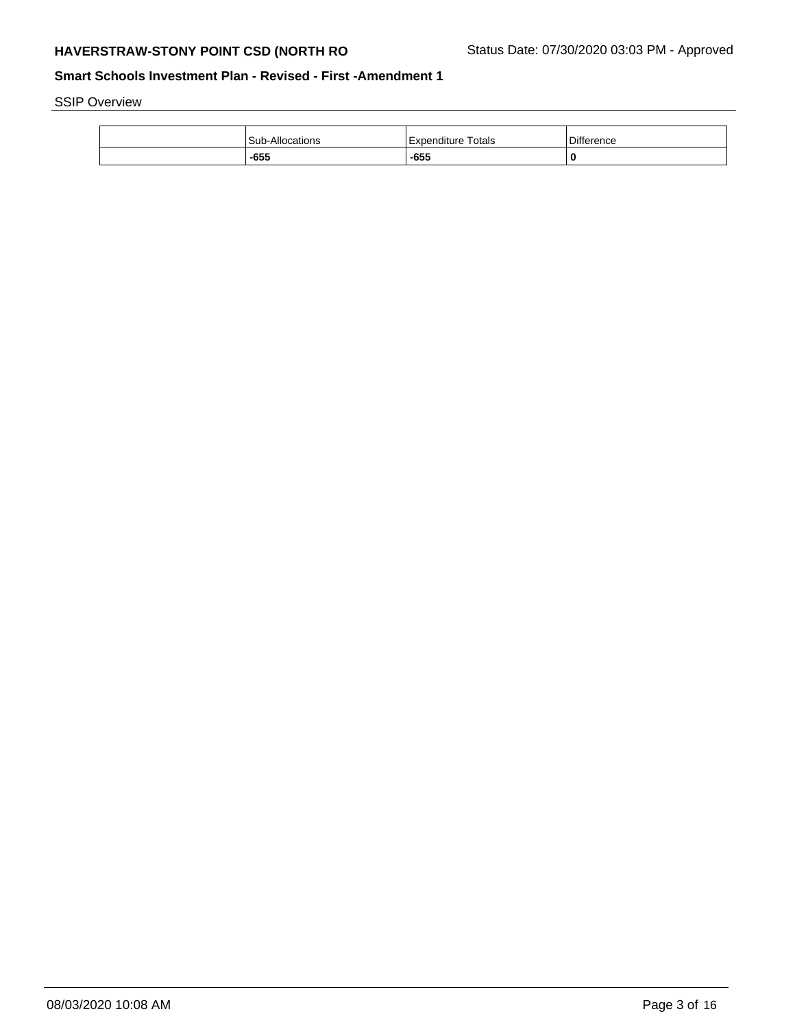SSIP Overview

| | Sub-Allocations | Expenditure Totals | Difference |
|---|---|---|---|
| | **-655** | **-655** | **0** |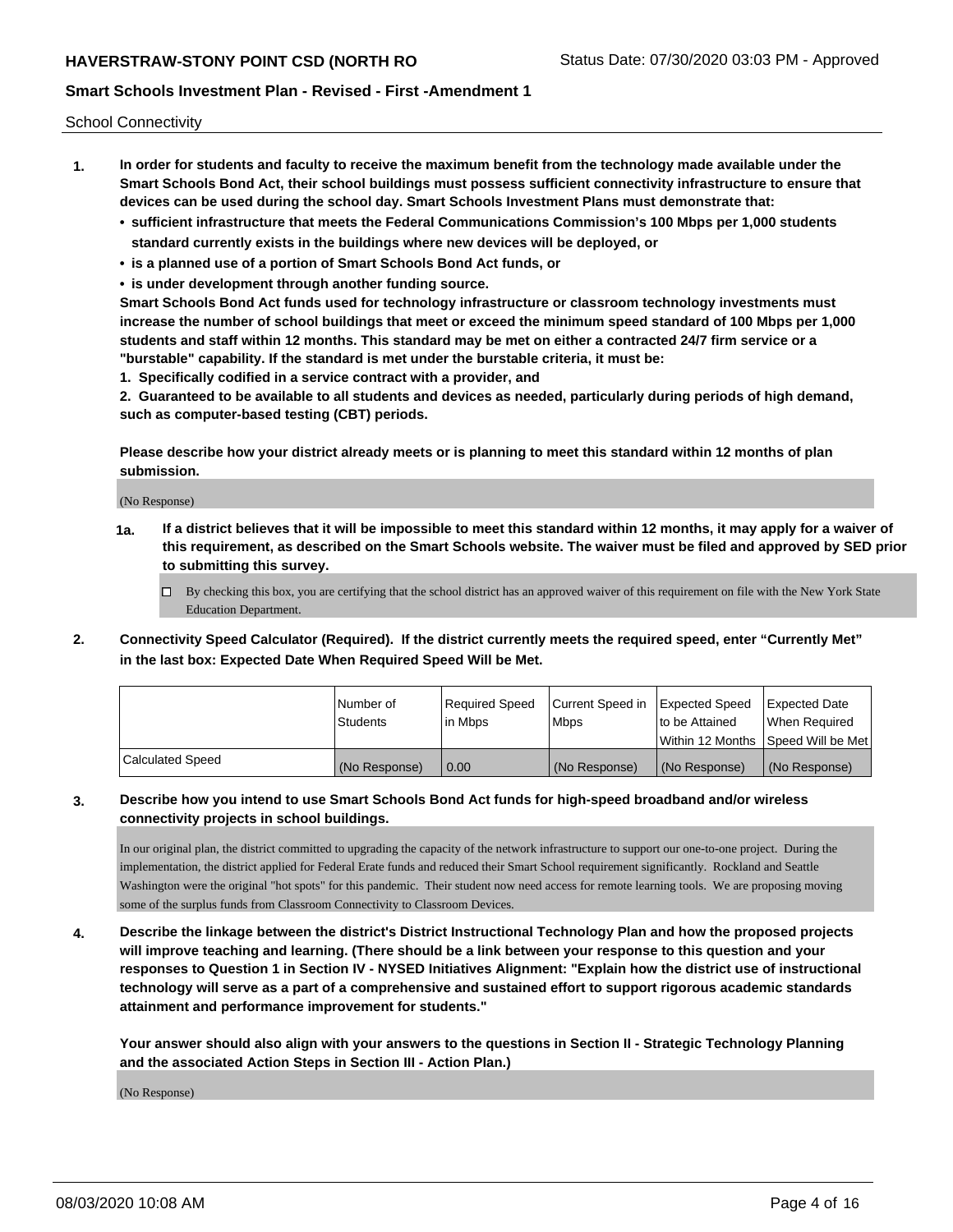School Connectivity

1. **In order for students and faculty to receive the maximum benefit from the technology made available under the Smart Schools Bond Act, their school buildings must possess sufficient connectivity infrastructure to ensure that devices can be used during the school day. Smart Schools Investment Plans must demonstrate that:**
   - **sufficient infrastructure that meets the Federal Communications Commission's 100 Mbps per 1,000 students standard currently exists in the buildings where new devices will be deployed, or**
   - **is a planned use of a portion of Smart Schools Bond Act funds, or**
   - **is under development through another funding source.**

   **Smart Schools Bond Act funds used for technology infrastructure or classroom technology investments must increase the number of school buildings that meet or exceed the minimum speed standard of 100 Mbps per 1,000 students and staff within 12 months. This standard may be met on either a contracted 24/7 firm service or a "burstable" capability. If the standard is met under the burstable criteria, it must be:**

   **1. Specifically codified in a service contract with a provider, and**

   **2. Guaranteed to be available to all students and devices as needed, particularly during periods of high demand, such as computer-based testing (CBT) periods.**

   **Please describe how your district already meets or is planning to meet this standard within 12 months of plan submission.**

   (No Response)

   **1a. If a district believes that it will be impossible to meet this standard within 12 months, it may apply for a waiver of this requirement, as described on the Smart Schools website. The waiver must be filed and approved by SED prior to submitting this survey.**

   ☐ By checking this box, you are certifying that the school district has an approved waiver of this requirement on file with the New York State Education Department.

2. **Connectivity Speed Calculator (Required). If the district currently meets the required speed, enter "Currently Met" in the last box: Expected Date When Required Speed Will be Met.**

|  | Number of Students | Required Speed in Mbps | Current Speed in Mbps | Expected Speed to be Attained Within 12 Months | Expected Date When Required Speed Will be Met |
|---|---|---|---|---|---|
| Calculated Speed | (No Response) | 0.00 | (No Response) | (No Response) | (No Response) |

3. **Describe how you intend to use Smart Schools Bond Act funds for high-speed broadband and/or wireless connectivity projects in school buildings.**

   In our original plan, the district committed to upgrading the capacity of the network infrastructure to support our one-to-one project. During the implementation, the district applied for Federal Erate funds and reduced their Smart School requirement significantly. Rockland and Seattle Washington were the original "hot spots" for this pandemic. Their student now need access for remote learning tools. We are proposing moving some of the surplus funds from Classroom Connectivity to Classroom Devices.

4. **Describe the linkage between the district's District Instructional Technology Plan and how the proposed projects will improve teaching and learning. (There should be a link between your response to this question and your responses to Question 1 in Section IV - NYSED Initiatives Alignment: "Explain how the district use of instructional technology will serve as a part of a comprehensive and sustained effort to support rigorous academic standards attainment and performance improvement for students."**

   **Your answer should also align with your answers to the questions in Section II - Strategic Technology Planning and the associated Action Steps in Section III - Action Plan.)**

   (No Response)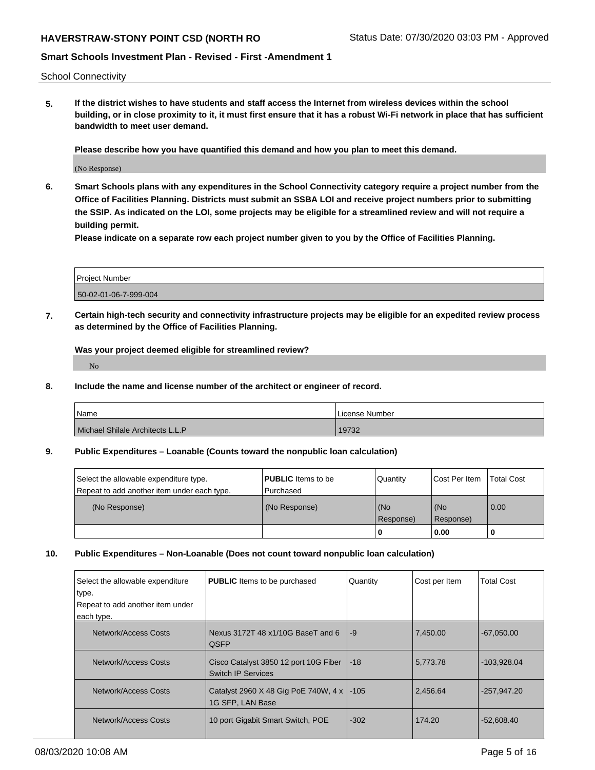School Connectivity

**5. If the district wishes to have students and staff access the Internet from wireless devices within the school building, or in close proximity to it, it must first ensure that it has a robust Wi-Fi network in place that has sufficient bandwidth to meet user demand.**

**Please describe how you have quantified this demand and how you plan to meet this demand.**

(No Response)

**6. Smart Schools plans with any expenditures in the School Connectivity category require a project number from the Office of Facilities Planning. Districts must submit an SSBA LOI and receive project numbers prior to submitting the SSIP. As indicated on the LOI, some projects may be eligible for a streamlined review and will not require a building permit.**

**Please indicate on a separate row each project number given to you by the Office of Facilities Planning.**

| Project Number |
| --- |
| 50-02-01-06-7-999-004 |

**7. Certain high-tech security and connectivity infrastructure projects may be eligible for an expedited review process as determined by the Office of Facilities Planning.**

**Was your project deemed eligible for streamlined review?**

No

**8. Include the name and license number of the architect or engineer of record.**

| Name | License Number |
| --- | --- |
| Michael Shilale Architects L.L.P | 19732 |

**9. Public Expenditures – Loanable (Counts toward the nonpublic loan calculation)**

| Select the allowable expenditure type. Repeat to add another item under each type. | **PUBLIC** Items to be Purchased | Quantity | Cost Per Item | Total Cost |
| --- | --- | --- | --- | --- |
| (No Response) | (No Response) | (No Response) | (No Response) | 0.00 |
| | | **0** | **0.00** | **0** |

**10. Public Expenditures – Non-Loanable (Does not count toward nonpublic loan calculation)**

| Select the allowable expenditure type. Repeat to add another item under each type. | **PUBLIC** Items to be purchased | Quantity | Cost per Item | Total Cost |
| --- | --- | --- | --- | --- |
| Network/Access Costs | Nexus 3172T 48 x1/10G BaseT and 6 QSFP | -9 | 7,450.00 | -67,050.00 |
| Network/Access Costs | Cisco Catalyst 3850 12 port 10G Fiber Switch IP Services | -18 | 5,773.78 | -103,928.04 |
| Network/Access Costs | Catalyst 2960 X 48 Gig PoE 740W, 4 x 1G SFP, LAN Base | -105 | 2,456.64 | -257,947.20 |
| Network/Access Costs | 10 port Gigabit Smart Switch, POE | -302 | 174.20 | -52,608.40 |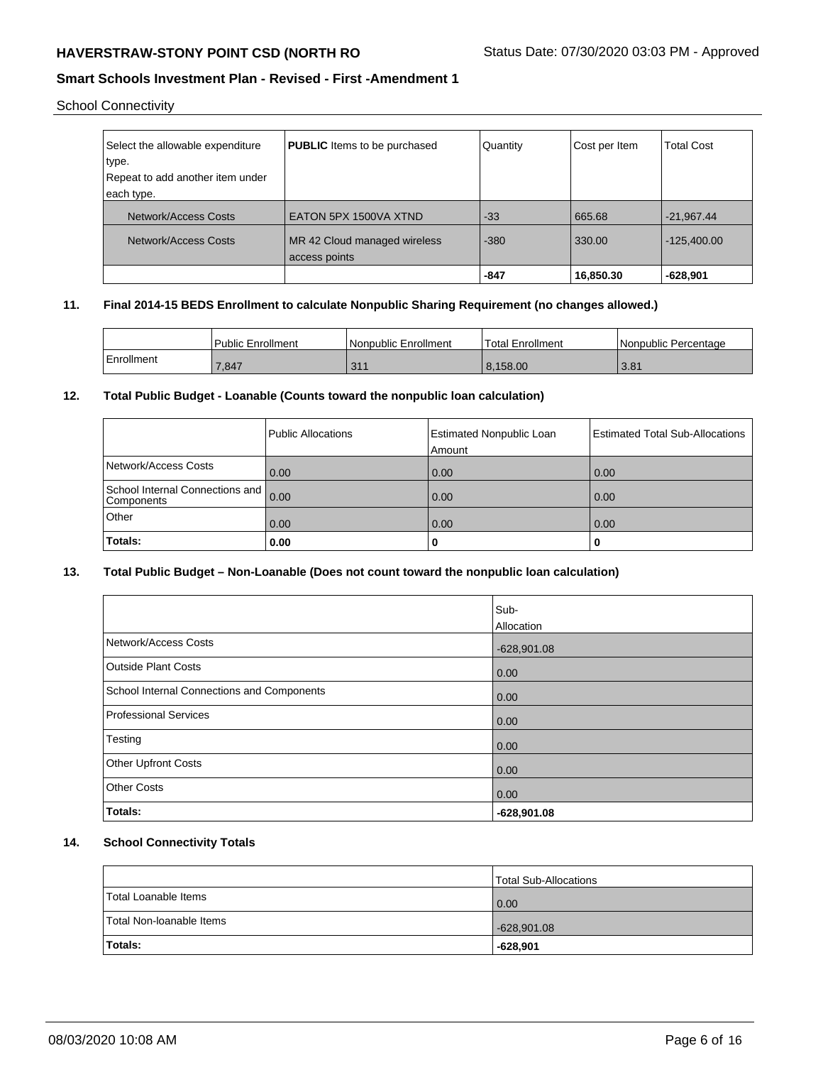School Connectivity

| Select the allowable expenditure type.<br>Repeat to add another item under each type. | **PUBLIC** Items to be purchased | Quantity | Cost per Item | Total Cost |
|---|---|---|---|---|
| Network/Access Costs | EATON 5PX 1500VA XTND | -33 | 665.68 | -21,967.44 |
| Network/Access Costs | MR 42 Cloud managed wireless access points | -380 | 330.00 | -125,400.00 |
| | | **-847** | **16,850.30** | **-628,901** |

## 11. Final 2014-15 BEDS Enrollment to calculate Nonpublic Sharing Requirement (no changes allowed.)

| | Public Enrollment | Nonpublic Enrollment | Total Enrollment | Nonpublic Percentage |
|---|---|---|---|---|
| Enrollment | 7,847 | 311 | 8,158.00 | 3.81 |

## 12. Total Public Budget - Loanable (Counts toward the nonpublic loan calculation)

| | Public Allocations | Estimated Nonpublic Loan Amount | Estimated Total Sub-Allocations |
|---|---|---|---|
| Network/Access Costs | 0.00 | 0.00 | 0.00 |
| School Internal Connections and Components | 0.00 | 0.00 | 0.00 |
| Other | 0.00 | 0.00 | 0.00 |
| **Totals:** | **0.00** | **0** | **0** |

## 13. Total Public Budget – Non-Loanable (Does not count toward the nonpublic loan calculation)

| | Sub-Allocation |
|---|---|
| Network/Access Costs | -628,901.08 |
| Outside Plant Costs | 0.00 |
| School Internal Connections and Components | 0.00 |
| Professional Services | 0.00 |
| Testing | 0.00 |
| Other Upfront Costs | 0.00 |
| Other Costs | 0.00 |
| **Totals:** | **-628,901.08** |

## 14. School Connectivity Totals

| | Total Sub-Allocations |
|---|---|
| Total Loanable Items | 0.00 |
| Total Non-loanable Items | -628,901.08 |
| **Totals:** | **-628,901** |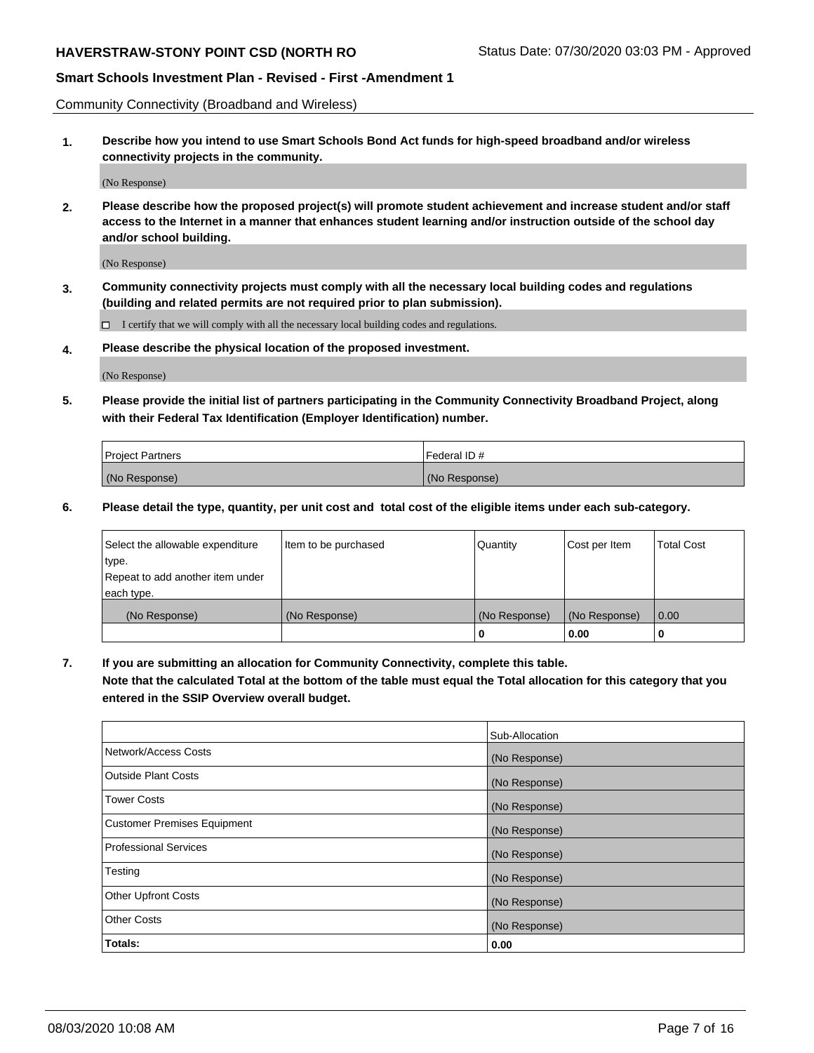Community Connectivity (Broadband and Wireless)

**1. Describe how you intend to use Smart Schools Bond Act funds for high-speed broadband and/or wireless connectivity projects in the community.**

(No Response)

**2. Please describe how the proposed project(s) will promote student achievement and increase student and/or staff access to the Internet in a manner that enhances student learning and/or instruction outside of the school day and/or school building.**

(No Response)

**3. Community connectivity projects must comply with all the necessary local building codes and regulations (building and related permits are not required prior to plan submission).**

☐ I certify that we will comply with all the necessary local building codes and regulations.

**4. Please describe the physical location of the proposed investment.**

(No Response)

**5. Please provide the initial list of partners participating in the Community Connectivity Broadband Project, along with their Federal Tax Identification (Employer Identification) number.**

| Project Partners | Federal ID # |
|---|---|
| (No Response) | (No Response) |

**6. Please detail the type, quantity, per unit cost and total cost of the eligible items under each sub-category.**

| Select the allowable expenditure type. Repeat to add another item under each type. | Item to be purchased | Quantity | Cost per Item | Total Cost |
|---|---|---|---|---|
| (No Response) | (No Response) | (No Response) | (No Response) | 0.00 |
| | | **0** | **0.00** | **0** |

**7. If you are submitting an allocation for Community Connectivity, complete this table. Note that the calculated Total at the bottom of the table must equal the Total allocation for this category that you entered in the SSIP Overview overall budget.**

| | Sub-Allocation |
|---|---|
| Network/Access Costs | (No Response) |
| Outside Plant Costs | (No Response) |
| Tower Costs | (No Response) |
| Customer Premises Equipment | (No Response) |
| Professional Services | (No Response) |
| Testing | (No Response) |
| Other Upfront Costs | (No Response) |
| Other Costs | (No Response) |
| **Totals:** | **0.00** |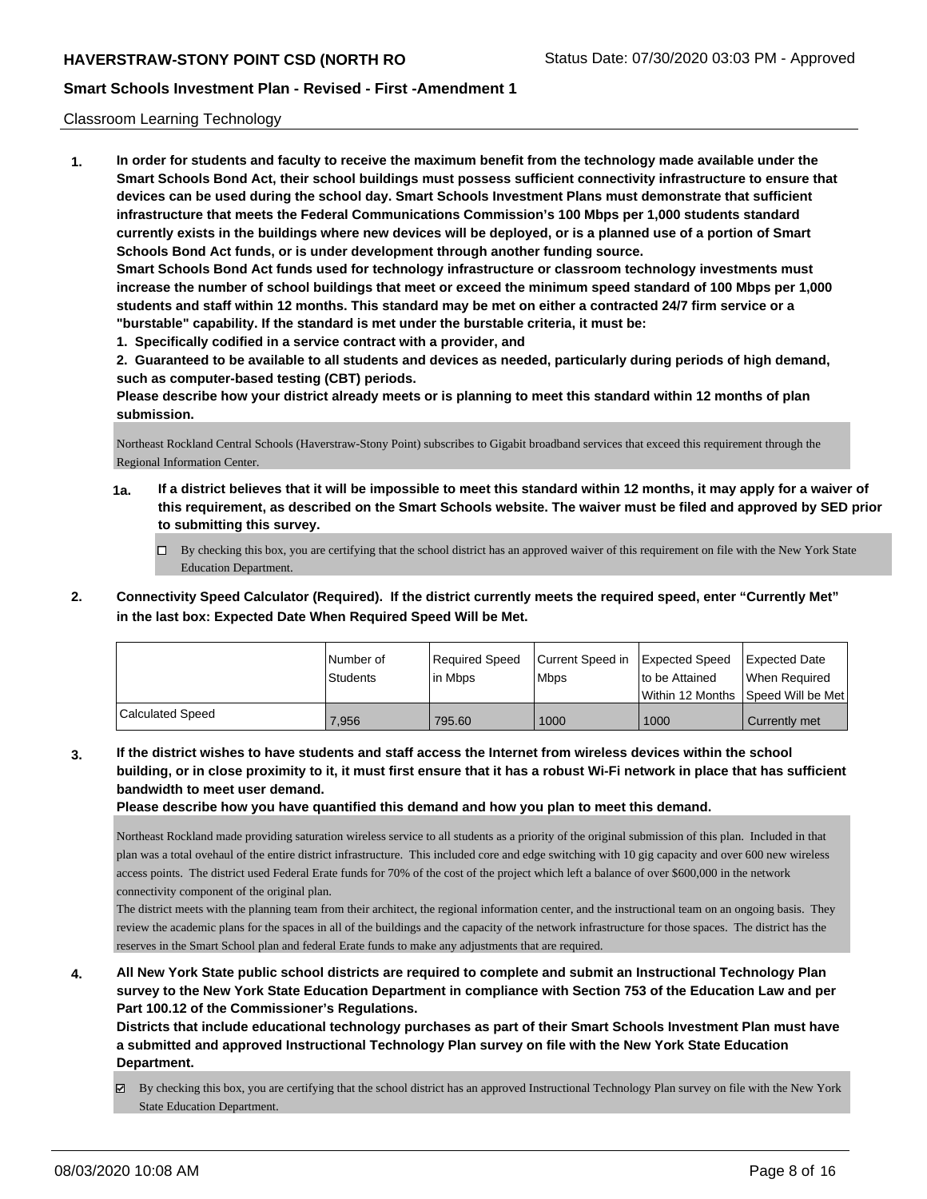Classroom Learning Technology

**1. In order for students and faculty to receive the maximum benefit from the technology made available under the Smart Schools Bond Act, their school buildings must possess sufficient connectivity infrastructure to ensure that devices can be used during the school day. Smart Schools Investment Plans must demonstrate that sufficient infrastructure that meets the Federal Communications Commission's 100 Mbps per 1,000 students standard currently exists in the buildings where new devices will be deployed, or is a planned use of a portion of Smart Schools Bond Act funds, or is under development through another funding source.**

**Smart Schools Bond Act funds used for technology infrastructure or classroom technology investments must increase the number of school buildings that meet or exceed the minimum speed standard of 100 Mbps per 1,000 students and staff within 12 months. This standard may be met on either a contracted 24/7 firm service or a "burstable" capability. If the standard is met under the burstable criteria, it must be:**

**1. Specifically codified in a service contract with a provider, and**

**2. Guaranteed to be available to all students and devices as needed, particularly during periods of high demand, such as computer-based testing (CBT) periods.**

**Please describe how your district already meets or is planning to meet this standard within 12 months of plan submission.**

Northeast Rockland Central Schools (Haverstraw-Stony Point) subscribes to Gigabit broadband services that exceed this requirement through the Regional Information Center.

**1a. If a district believes that it will be impossible to meet this standard within 12 months, it may apply for a waiver of this requirement, as described on the Smart Schools website. The waiver must be filed and approved by SED prior to submitting this survey.**

☐ By checking this box, you are certifying that the school district has an approved waiver of this requirement on file with the New York State Education Department.

**2. Connectivity Speed Calculator (Required). If the district currently meets the required speed, enter "Currently Met" in the last box: Expected Date When Required Speed Will be Met.**

| | Number of Students | Required Speed in Mbps | Current Speed in Mbps | Expected Speed to be Attained Within 12 Months | Expected Date When Required Speed Will be Met |
|---|---|---|---|---|---|
| Calculated Speed | 7,956 | 795.60 | 1000 | 1000 | Currently met |

**3. If the district wishes to have students and staff access the Internet from wireless devices within the school building, or in close proximity to it, it must first ensure that it has a robust Wi-Fi network in place that has sufficient bandwidth to meet user demand.**

**Please describe how you have quantified this demand and how you plan to meet this demand.**

Northeast Rockland made providing saturation wireless service to all students as a priority of the original submission of this plan. Included in that plan was a total ovehaul of the entire district infrastructure. This included core and edge switching with 10 gig capacity and over 600 new wireless access points. The district used Federal Erate funds for 70% of the cost of the project which left a balance of over $600,000 in the network connectivity component of the original plan.

The district meets with the planning team from their architect, the regional information center, and the instructional team on an ongoing basis. They review the academic plans for the spaces in all of the buildings and the capacity of the network infrastructure for those spaces. The district has the reserves in the Smart School plan and federal Erate funds to make any adjustments that are required.

**4. All New York State public school districts are required to complete and submit an Instructional Technology Plan survey to the New York State Education Department in compliance with Section 753 of the Education Law and per Part 100.12 of the Commissioner's Regulations.**

**Districts that include educational technology purchases as part of their Smart Schools Investment Plan must have a submitted and approved Instructional Technology Plan survey on file with the New York State Education Department.**

☑ By checking this box, you are certifying that the school district has an approved Instructional Technology Plan survey on file with the New York State Education Department.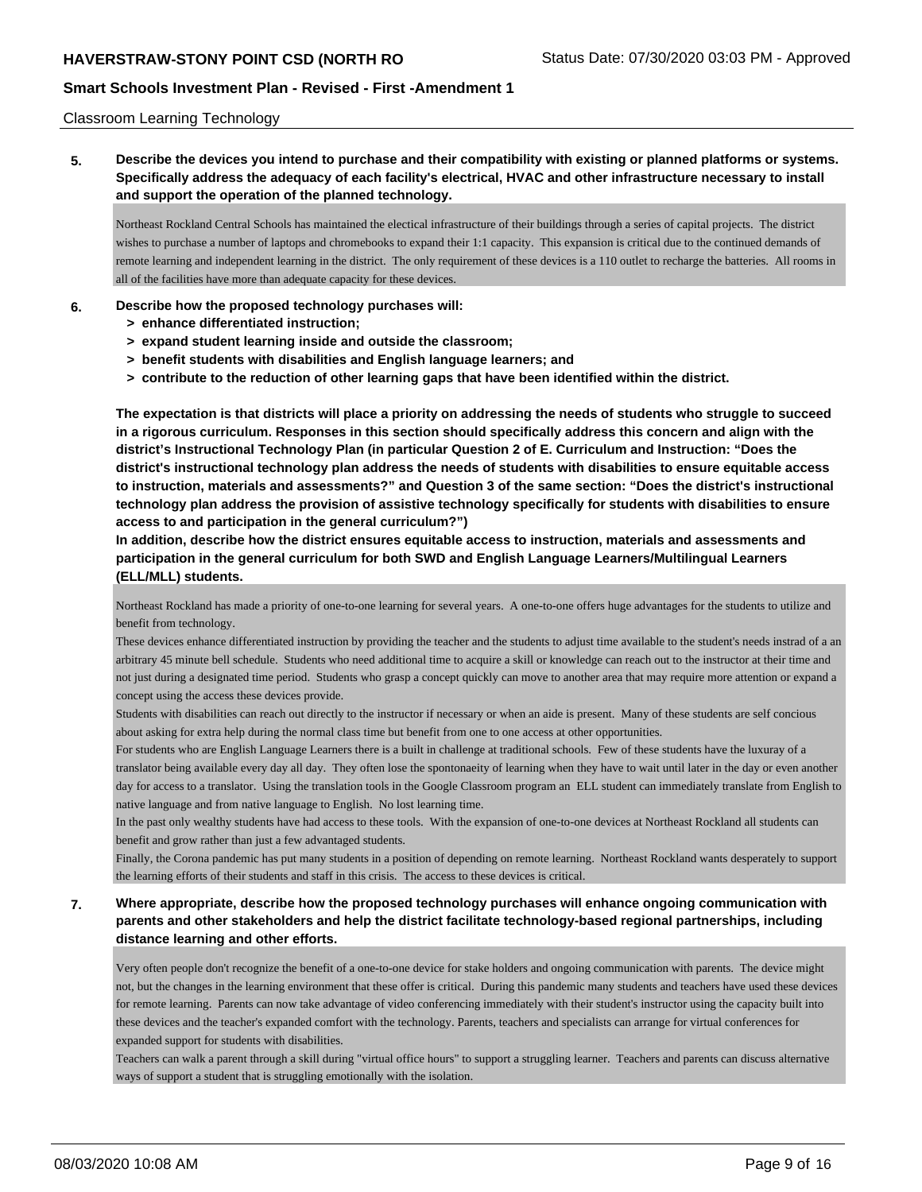Classroom Learning Technology

**5. Describe the devices you intend to purchase and their compatibility with existing or planned platforms or systems. Specifically address the adequacy of each facility's electrical, HVAC and other infrastructure necessary to install and support the operation of the planned technology.**

Northeast Rockland Central Schools has maintained the electical infrastructure of their buildings through a series of capital projects. The district wishes to purchase a number of laptops and chromebooks to expand their 1:1 capacity. This expansion is critical due to the continued demands of remote learning and independent learning in the district. The only requirement of these devices is a 110 outlet to recharge the batteries. All rooms in all of the facilities have more than adequate capacity for these devices.

**6. Describe how the proposed technology purchases will:**
- **> enhance differentiated instruction;**
- **> expand student learning inside and outside the classroom;**
- **> benefit students with disabilities and English language learners; and**
- **> contribute to the reduction of other learning gaps that have been identified within the district.**

**The expectation is that districts will place a priority on addressing the needs of students who struggle to succeed in a rigorous curriculum. Responses in this section should specifically address this concern and align with the district's Instructional Technology Plan (in particular Question 2 of E. Curriculum and Instruction: "Does the district's instructional technology plan address the needs of students with disabilities to ensure equitable access to instruction, materials and assessments?" and Question 3 of the same section: "Does the district's instructional technology plan address the provision of assistive technology specifically for students with disabilities to ensure access to and participation in the general curriculum?")**

**In addition, describe how the district ensures equitable access to instruction, materials and assessments and participation in the general curriculum for both SWD and English Language Learners/Multilingual Learners (ELL/MLL) students.**

Northeast Rockland has made a priority of one-to-one learning for several years. A one-to-one offers huge advantages for the students to utilize and benefit from technology.

These devices enhance differentiated instruction by providing the teacher and the students to adjust time available to the student's needs instrad of a an arbitrary 45 minute bell schedule. Students who need additional time to acquire a skill or knowledge can reach out to the instructor at their time and not just during a designated time period. Students who grasp a concept quickly can move to another area that may require more attention or expand a concept using the access these devices provide.

Students with disabilities can reach out directly to the instructor if necessary or when an aide is present. Many of these students are self concious about asking for extra help during the normal class time but benefit from one to one access at other opportunities.

For students who are English Language Learners there is a built in challenge at traditional schools. Few of these students have the luxuray of a translator being available every day all day. They often lose the spontonaeity of learning when they have to wait until later in the day or even another day for access to a translator. Using the translation tools in the Google Classroom program an ELL student can immediately translate from English to native language and from native language to English. No lost learning time.

In the past only wealthy students have had access to these tools. With the expansion of one-to-one devices at Northeast Rockland all students can benefit and grow rather than just a few advantaged students.

Finally, the Corona pandemic has put many students in a position of depending on remote learning. Northeast Rockland wants desperately to support the learning efforts of their students and staff in this crisis. The access to these devices is critical.

**7. Where appropriate, describe how the proposed technology purchases will enhance ongoing communication with parents and other stakeholders and help the district facilitate technology-based regional partnerships, including distance learning and other efforts.**

Very often people don't recognize the benefit of a one-to-one device for stake holders and ongoing communication with parents. The device might not, but the changes in the learning environment that these offer is critical. During this pandemic many students and teachers have used these devices for remote learning. Parents can now take advantage of video conferencing immediately with their student's instructor using the capacity built into these devices and the teacher's expanded comfort with the technology. Parents, teachers and specialists can arrange for virtual conferences for expanded support for students with disabilities.

Teachers can walk a parent through a skill during "virtual office hours" to support a struggling learner. Teachers and parents can discuss alternative ways of support a student that is struggling emotionally with the isolation.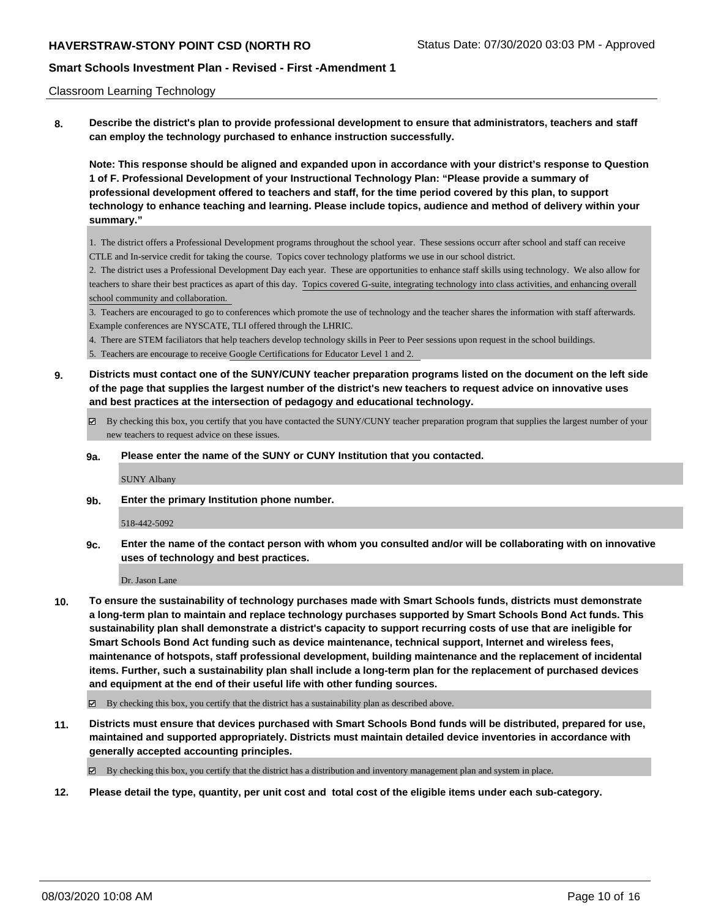Classroom Learning Technology

**8. Describe the district's plan to provide professional development to ensure that administrators, teachers and staff can employ the technology purchased to enhance instruction successfully.**

**Note: This response should be aligned and expanded upon in accordance with your district's response to Question 1 of F. Professional Development of your Instructional Technology Plan: "Please provide a summary of professional development offered to teachers and staff, for the time period covered by this plan, to support technology to enhance teaching and learning. Please include topics, audience and method of delivery within your summary."**

1. The district offers a Professional Development programs throughout the school year. These sessions occurr after school and staff can receive CTLE and In-service credit for taking the course. Topics cover technology platforms we use in our school district.
2. The district uses a Professional Development Day each year. These are opportunities to enhance staff skills using technology. We also allow for teachers to share their best practices as apart of this day. Topics covered G-suite, integrating technology into class activities, and enhancing overall school community and collaboration.
3. Teachers are encouraged to go to conferences which promote the use of technology and the teacher shares the information with staff afterwards. Example conferences are NYSCATE, TLI offered through the LHRIC.
4. There are STEM faciliators that help teachers develop technology skills in Peer to Peer sessions upon request in the school buildings.
5. Teachers are encourage to receive Google Certifications for Educator Level 1 and 2.

**9. Districts must contact one of the SUNY/CUNY teacher preparation programs listed on the document on the left side of the page that supplies the largest number of the district's new teachers to request advice on innovative uses and best practices at the intersection of pedagogy and educational technology.**

☑ By checking this box, you certify that you have contacted the SUNY/CUNY teacher preparation program that supplies the largest number of your new teachers to request advice on these issues.

**9a. Please enter the name of the SUNY or CUNY Institution that you contacted.**

SUNY Albany

**9b. Enter the primary Institution phone number.**

518-442-5092

**9c. Enter the name of the contact person with whom you consulted and/or will be collaborating with on innovative uses of technology and best practices.**

Dr. Jason Lane

**10. To ensure the sustainability of technology purchases made with Smart Schools funds, districts must demonstrate a long-term plan to maintain and replace technology purchases supported by Smart Schools Bond Act funds. This sustainability plan shall demonstrate a district's capacity to support recurring costs of use that are ineligible for Smart Schools Bond Act funding such as device maintenance, technical support, Internet and wireless fees, maintenance of hotspots, staff professional development, building maintenance and the replacement of incidental items. Further, such a sustainability plan shall include a long-term plan for the replacement of purchased devices and equipment at the end of their useful life with other funding sources.**

☑ By checking this box, you certify that the district has a sustainability plan as described above.

**11. Districts must ensure that devices purchased with Smart Schools Bond funds will be distributed, prepared for use, maintained and supported appropriately. Districts must maintain detailed device inventories in accordance with generally accepted accounting principles.**

☑ By checking this box, you certify that the district has a distribution and inventory management plan and system in place.

**12. Please detail the type, quantity, per unit cost and total cost of the eligible items under each sub-category.**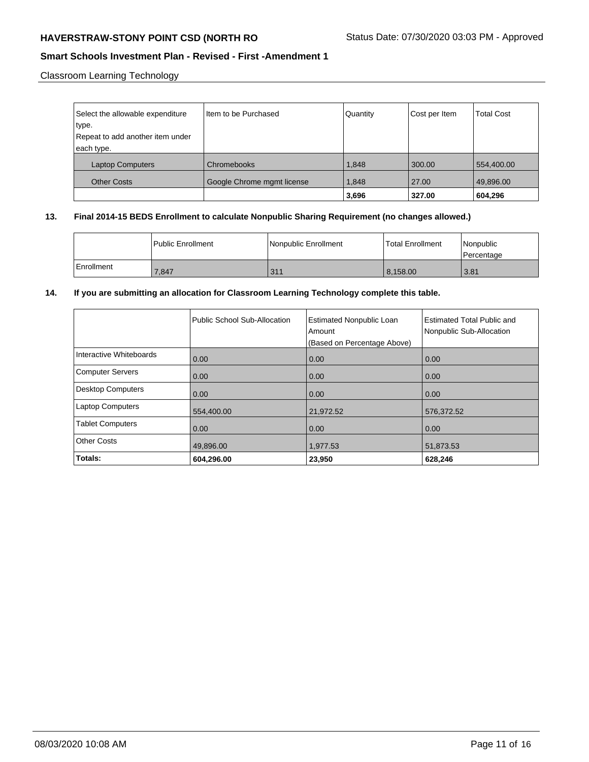Classroom Learning Technology

| Select the allowable expenditure type. Repeat to add another item under each type. | Item to be Purchased | Quantity | Cost per Item | Total Cost |
|---|---|---|---|---|
| Laptop Computers | Chromebooks | 1,848 | 300.00 | 554,400.00 |
| Other Costs | Google Chrome mgmt license | 1,848 | 27.00 | 49,896.00 |
| | | **3,696** | **327.00** | **604,296** |

**13. Final 2014-15 BEDS Enrollment to calculate Nonpublic Sharing Requirement (no changes allowed.)**

| | Public Enrollment | Nonpublic Enrollment | Total Enrollment | Nonpublic Percentage |
|---|---|---|---|---|
| Enrollment | 7,847 | 311 | 8,158.00 | 3.81 |

**14. If you are submitting an allocation for Classroom Learning Technology complete this table.**

| | Public School Sub-Allocation | Estimated Nonpublic Loan Amount (Based on Percentage Above) | Estimated Total Public and Nonpublic Sub-Allocation |
|---|---|---|---|
| Interactive Whiteboards | 0.00 | 0.00 | 0.00 |
| Computer Servers | 0.00 | 0.00 | 0.00 |
| Desktop Computers | 0.00 | 0.00 | 0.00 |
| Laptop Computers | 554,400.00 | 21,972.52 | 576,372.52 |
| Tablet Computers | 0.00 | 0.00 | 0.00 |
| Other Costs | 49,896.00 | 1,977.53 | 51,873.53 |
| **Totals:** | **604,296.00** | **23,950** | **628,246** |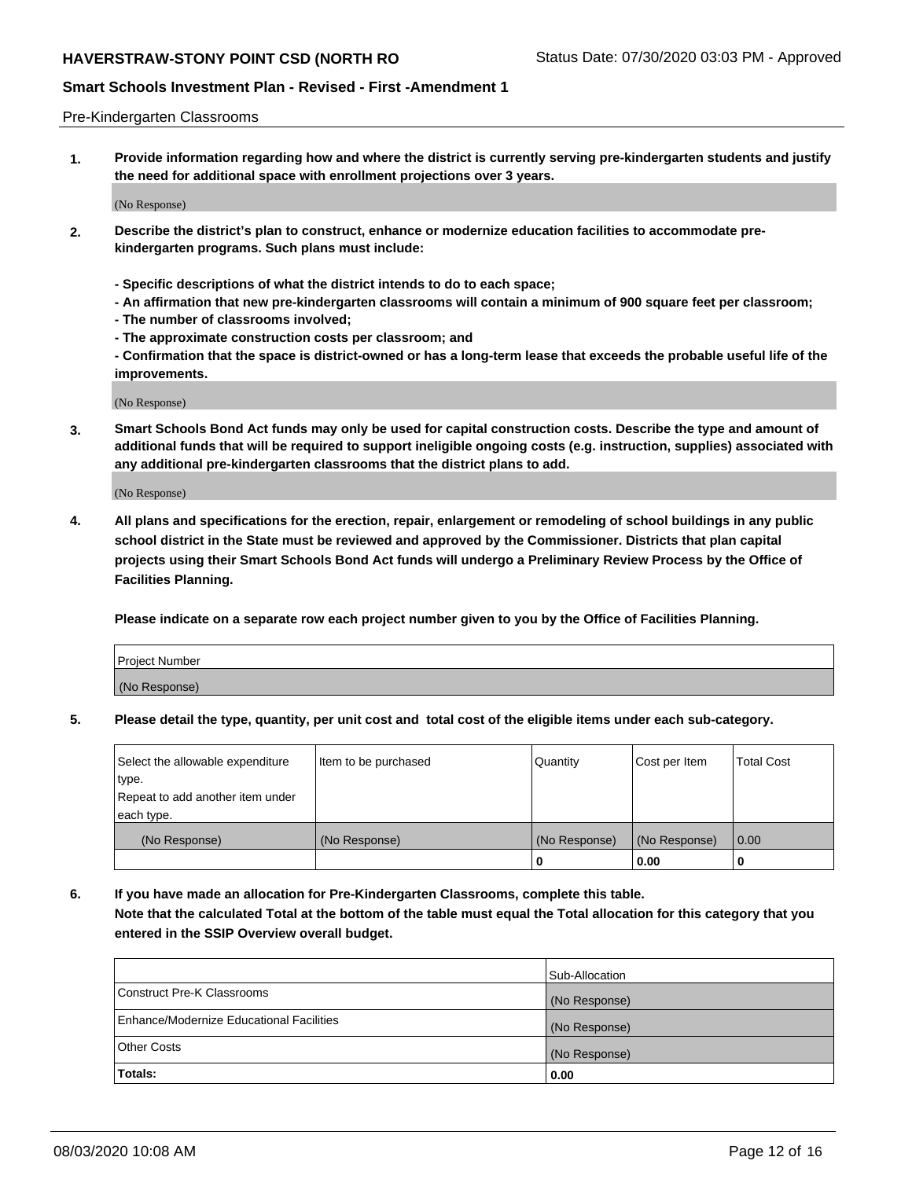Pre-Kindergarten Classrooms

**1. Provide information regarding how and where the district is currently serving pre-kindergarten students and justify the need for additional space with enrollment projections over 3 years.**

(No Response)

**2. Describe the district's plan to construct, enhance or modernize education facilities to accommodate pre-kindergarten programs. Such plans must include:**

**- Specific descriptions of what the district intends to do to each space;**
**- An affirmation that new pre-kindergarten classrooms will contain a minimum of 900 square feet per classroom;**
**- The number of classrooms involved;**
**- The approximate construction costs per classroom; and**
**- Confirmation that the space is district-owned or has a long-term lease that exceeds the probable useful life of the improvements.**

(No Response)

**3. Smart Schools Bond Act funds may only be used for capital construction costs. Describe the type and amount of additional funds that will be required to support ineligible ongoing costs (e.g. instruction, supplies) associated with any additional pre-kindergarten classrooms that the district plans to add.**

(No Response)

**4. All plans and specifications for the erection, repair, enlargement or remodeling of school buildings in any public school district in the State must be reviewed and approved by the Commissioner. Districts that plan capital projects using their Smart Schools Bond Act funds will undergo a Preliminary Review Process by the Office of Facilities Planning.**

**Please indicate on a separate row each project number given to you by the Office of Facilities Planning.**

| Project Number |
|---|
| (No Response) |

**5. Please detail the type, quantity, per unit cost and total cost of the eligible items under each sub-category.**

| Select the allowable expenditure type. Repeat to add another item under each type. | Item to be purchased | Quantity | Cost per Item | Total Cost |
|---|---|---|---|---|
| (No Response) | (No Response) | (No Response) | (No Response) | 0.00 |
| | | 0 | 0.00 | 0 |

**6. If you have made an allocation for Pre-Kindergarten Classrooms, complete this table.**
**Note that the calculated Total at the bottom of the table must equal the Total allocation for this category that you entered in the SSIP Overview overall budget.**

| | Sub-Allocation |
|---|---|
| Construct Pre-K Classrooms | (No Response) |
| Enhance/Modernize Educational Facilities | (No Response) |
| Other Costs | (No Response) |
| **Totals:** | **0.00** |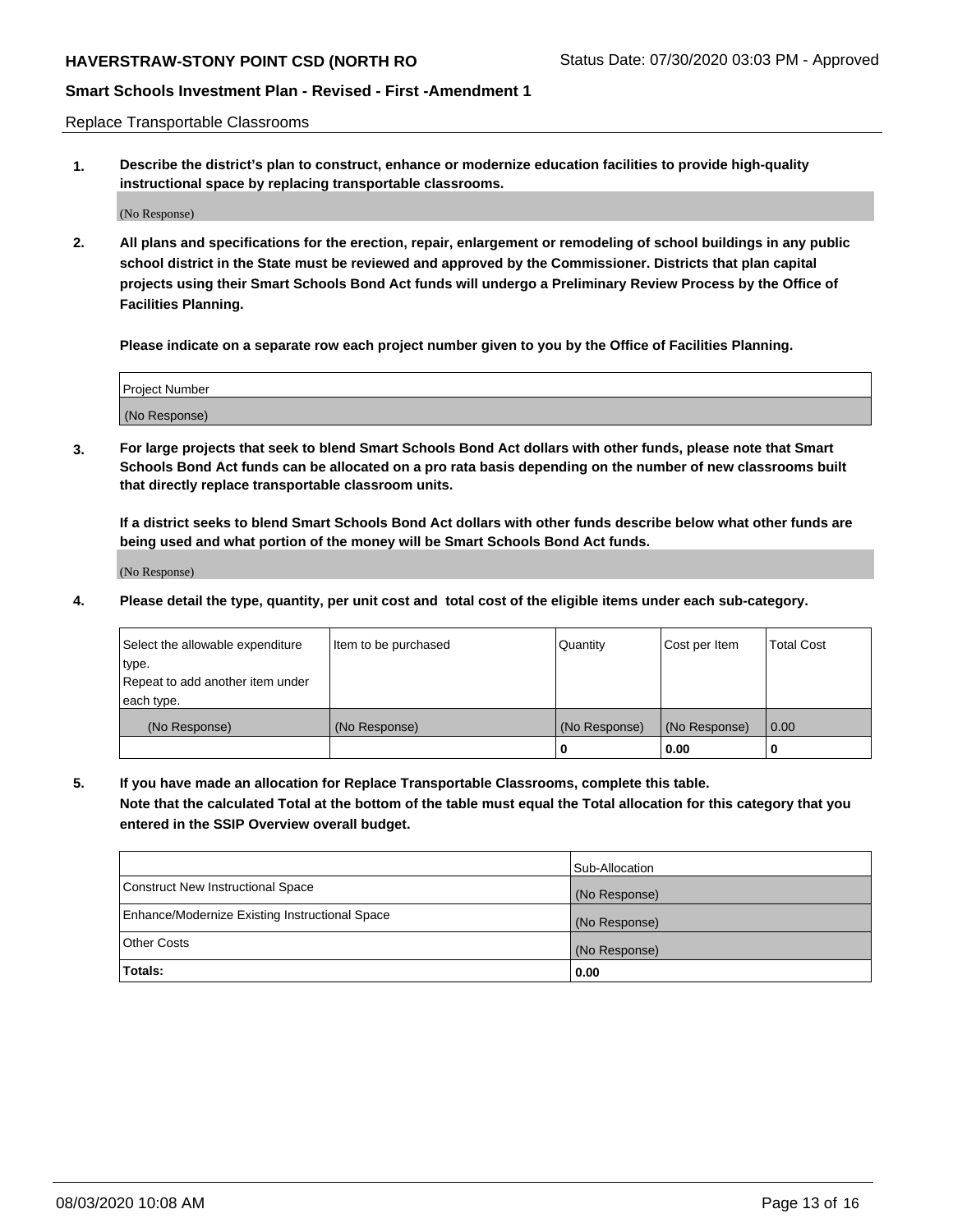Replace Transportable Classrooms

1. **Describe the district's plan to construct, enhance or modernize education facilities to provide high-quality instructional space by replacing transportable classrooms.**

(No Response)

2. **All plans and specifications for the erection, repair, enlargement or remodeling of school buildings in any public school district in the State must be reviewed and approved by the Commissioner. Districts that plan capital projects using their Smart Schools Bond Act funds will undergo a Preliminary Review Process by the Office of Facilities Planning.**

**Please indicate on a separate row each project number given to you by the Office of Facilities Planning.**

| Project Number |
|---|
| (No Response) |

3. **For large projects that seek to blend Smart Schools Bond Act dollars with other funds, please note that Smart Schools Bond Act funds can be allocated on a pro rata basis depending on the number of new classrooms built that directly replace transportable classroom units.**

**If a district seeks to blend Smart Schools Bond Act dollars with other funds describe below what other funds are being used and what portion of the money will be Smart Schools Bond Act funds.**

(No Response)

4. **Please detail the type, quantity, per unit cost and total cost of the eligible items under each sub-category.**

| Select the allowable expenditure type. Repeat to add another item under each type. | Item to be purchased | Quantity | Cost per Item | Total Cost |
|---|---|---|---|---|
| (No Response) | (No Response) | (No Response) | (No Response) | 0.00 |
| | | **0** | **0.00** | **0** |

5. **If you have made an allocation for Replace Transportable Classrooms, complete this table. Note that the calculated Total at the bottom of the table must equal the Total allocation for this category that you entered in the SSIP Overview overall budget.**

| | Sub-Allocation |
|---|---|
| Construct New Instructional Space | (No Response) |
| Enhance/Modernize Existing Instructional Space | (No Response) |
| Other Costs | (No Response) |
| **Totals:** | **0.00** |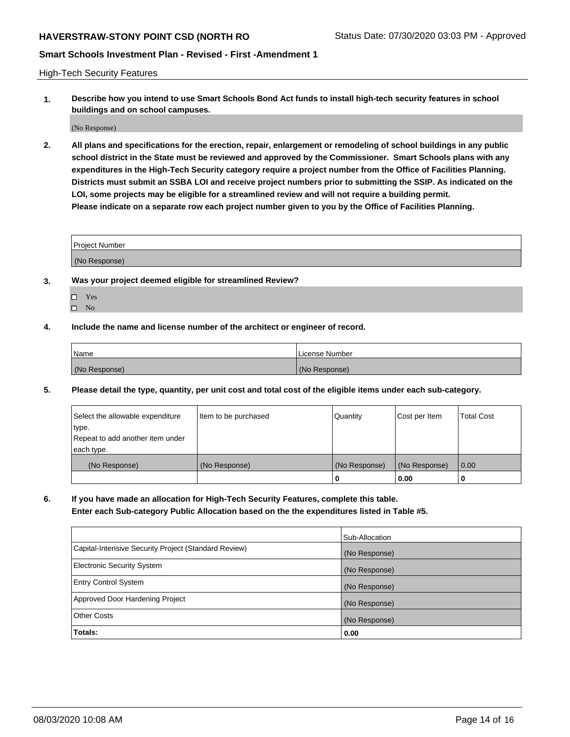High-Tech Security Features

**1. Describe how you intend to use Smart Schools Bond Act funds to install high-tech security features in school buildings and on school campuses.**

(No Response)

**2. All plans and specifications for the erection, repair, enlargement or remodeling of school buildings in any public school district in the State must be reviewed and approved by the Commissioner. Smart Schools plans with any expenditures in the High-Tech Security category require a project number from the Office of Facilities Planning. Districts must submit an SSBA LOI and receive project numbers prior to submitting the SSIP. As indicated on the LOI, some projects may be eligible for a streamlined review and will not require a building permit. Please indicate on a separate row each project number given to you by the Office of Facilities Planning.**

| Project Number |
|---|
| (No Response) |

**3. Was your project deemed eligible for streamlined Review?**

- ☐ Yes
- ☐ No

**4. Include the name and license number of the architect or engineer of record.**

| Name | License Number |
|---|---|
| (No Response) | (No Response) |

**5. Please detail the type, quantity, per unit cost and total cost of the eligible items under each sub-category.**

| Select the allowable expenditure type. Repeat to add another item under each type. | Item to be purchased | Quantity | Cost per Item | Total Cost |
|---|---|---|---|---|
| (No Response) | (No Response) | (No Response) | (No Response) | 0.00 |
| | | 0 | 0.00 | 0 |

**6. If you have made an allocation for High-Tech Security Features, complete this table. Enter each Sub-category Public Allocation based on the the expenditures listed in Table #5.**

| | Sub-Allocation |
|---|---|
| Capital-Intensive Security Project (Standard Review) | (No Response) |
| Electronic Security System | (No Response) |
| Entry Control System | (No Response) |
| Approved Door Hardening Project | (No Response) |
| Other Costs | (No Response) |
| **Totals:** | **0.00** |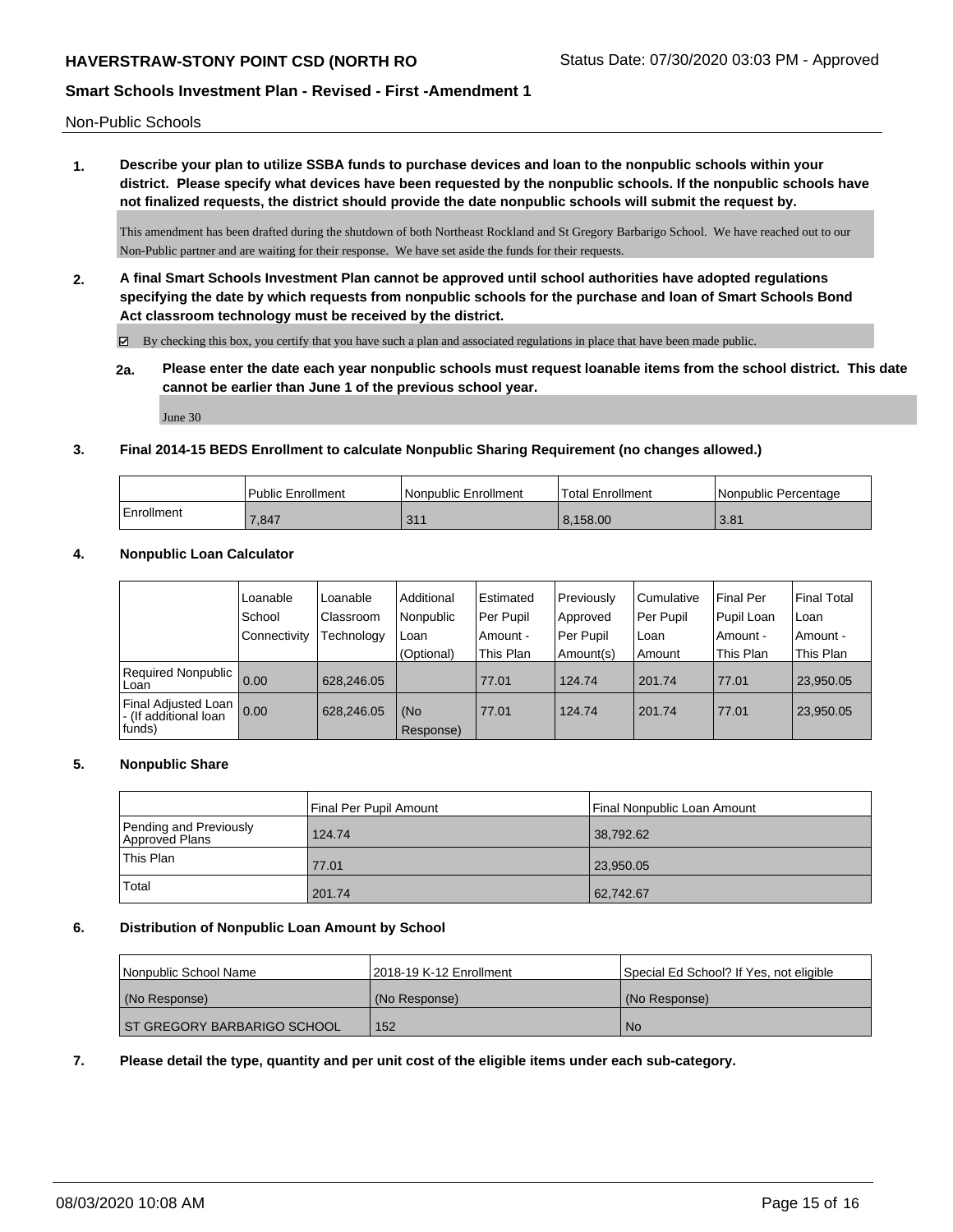Non-Public Schools

**1. Describe your plan to utilize SSBA funds to purchase devices and loan to the nonpublic schools within your district. Please specify what devices have been requested by the nonpublic schools. If the nonpublic schools have not finalized requests, the district should provide the date nonpublic schools will submit the request by.**

This amendment has been drafted during the shutdown of both Northeast Rockland and St Gregory Barbarigo School. We have reached out to our Non-Public partner and are waiting for their response. We have set aside the funds for their requests.

**2. A final Smart Schools Investment Plan cannot be approved until school authorities have adopted regulations specifying the date by which requests from nonpublic schools for the purchase and loan of Smart Schools Bond Act classroom technology must be received by the district.**

☑ By checking this box, you certify that you have such a plan and associated regulations in place that have been made public.

**2a. Please enter the date each year nonpublic schools must request loanable items from the school district. This date cannot be earlier than June 1 of the previous school year.**

June 30

**3. Final 2014-15 BEDS Enrollment to calculate Nonpublic Sharing Requirement (no changes allowed.)**

| | Public Enrollment | Nonpublic Enrollment | Total Enrollment | Nonpublic Percentage |
|---|---|---|---|---|
| Enrollment | 7,847 | 311 | 8,158.00 | 3.81 |

**4. Nonpublic Loan Calculator**

| | Loanable School Connectivity | Loanable Classroom Technology | Additional Nonpublic Loan (Optional) | Estimated Per Pupil Amount - This Plan | Previously Approved Per Pupil Amount(s) | Cumulative Per Pupil Loan Amount | Final Per Pupil Loan Amount - This Plan | Final Total Loan Amount - This Plan |
|---|---|---|---|---|---|---|---|---|
| Required Nonpublic Loan | 0.00 | 628,246.05 | | 77.01 | 124.74 | 201.74 | 77.01 | 23,950.05 |
| Final Adjusted Loan - (If additional loan funds) | 0.00 | 628,246.05 | (No Response) | 77.01 | 124.74 | 201.74 | 77.01 | 23,950.05 |

**5. Nonpublic Share**

| | Final Per Pupil Amount | Final Nonpublic Loan Amount |
|---|---|---|
| Pending and Previously Approved Plans | 124.74 | 38,792.62 |
| This Plan | 77.01 | 23,950.05 |
| Total | 201.74 | 62,742.67 |

**6. Distribution of Nonpublic Loan Amount by School**

| Nonpublic School Name | 2018-19 K-12 Enrollment | Special Ed School? If Yes, not eligible |
|---|---|---|
| (No Response) | (No Response) | (No Response) |
| ST GREGORY BARBARIGO SCHOOL | 152 | No |

**7. Please detail the type, quantity and per unit cost of the eligible items under each sub-category.**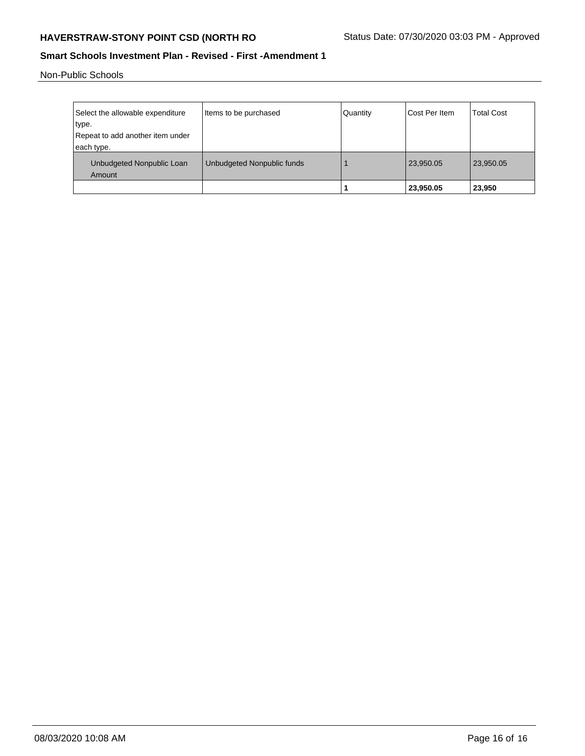Non-Public Schools

| Select the allowable expenditure type. Repeat to add another item under each type. | Items to be purchased | Quantity | Cost Per Item | Total Cost |
|---|---|---|---|---|
| Unbudgeted Nonpublic Loan Amount | Unbudgeted Nonpublic funds | 1 | 23,950.05 | 23,950.05 |
| | | **1** | **23,950.05** | **23,950** |